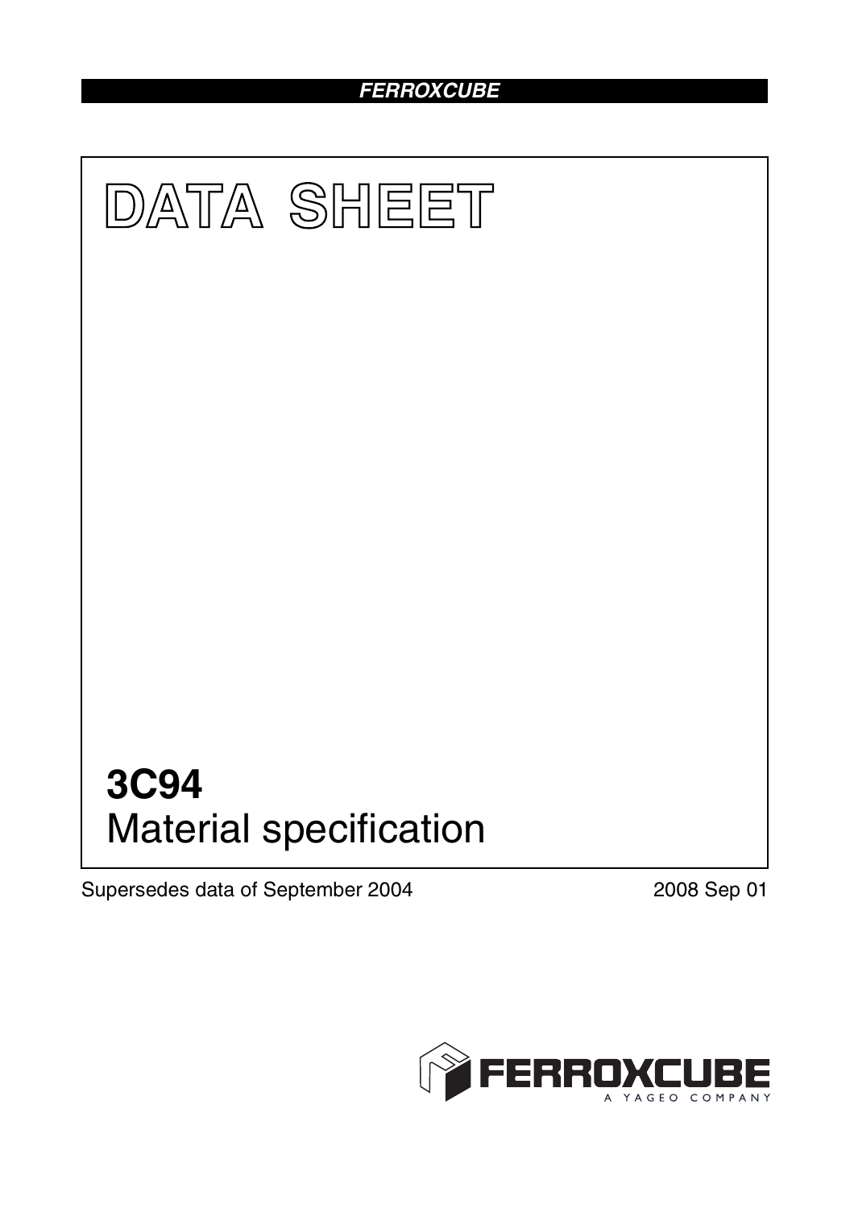FERROXCUBE

# DATA SHEET

# 3C94

## Material specification

Supersedes data of September 2004

2008 Sep 01

FERROXCUBE
A YAGEO COMPANY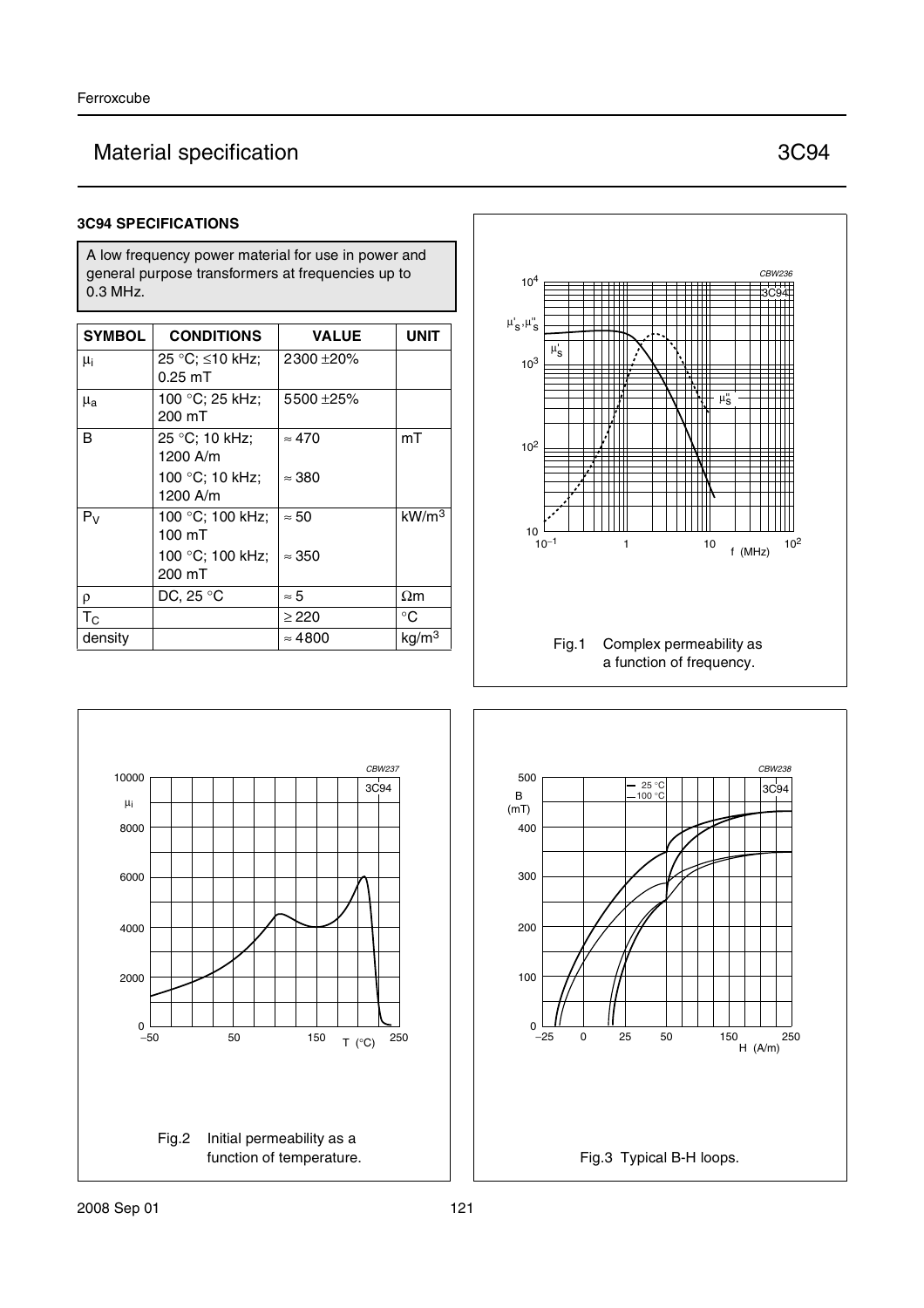# Material specification 3C94

### 3C94 SPECIFICATIONS

A low frequency power material for use in power and general purpose transformers at frequencies up to 0.3 MHz.

| SYMBOL | CONDITIONS | VALUE | UNIT |
|---|---|---|---|
| $\mu_i$ | 25 °C; ≤10 kHz; 0.25 mT | 2300 ±20% | |
| $\mu_a$ | 100 °C; 25 kHz; 200 mT | 5500 ±25% | |
| B | 25 °C; 10 kHz; 1200 A/m | ≈ 470 | mT |
| | 100 °C; 10 kHz; 1200 A/m | ≈ 380 | |
| $P_V$ | 100 °C; 100 kHz; 100 mT | ≈ 50 | $kW/m^3$ |
| | 100 °C; 100 kHz; 200 mT | ≈ 350 | |
| ρ | DC, 25 °C | ≈ 5 | Ωm |
| $T_C$ | | ≥ 220 | °C |
| density | | ≈ 4800 | $kg/m^3$ |

Fig.1 Complex permeability as a function of frequency.

Fig.2 Initial permeability as a function of temperature.

Fig.3 Typical B-H loops.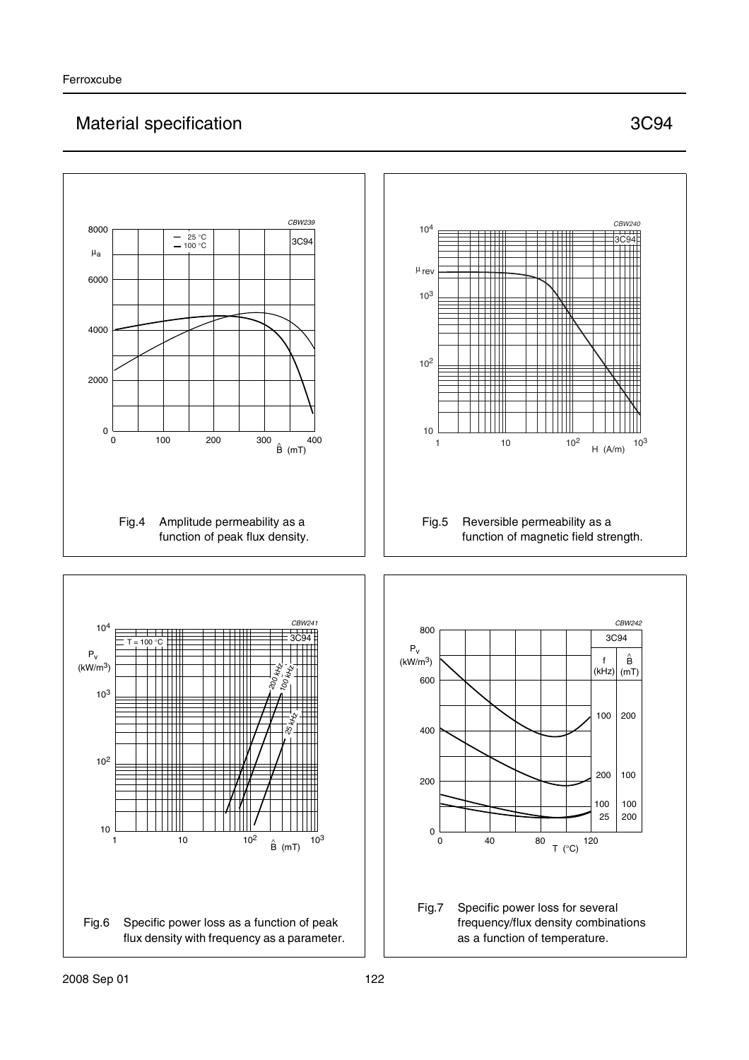## Material specification 3C94

Fig.4 Amplitude permeability as a function of peak flux density.

Fig.5 Reversible permeability as a function of magnetic field strength.

Fig.6 Specific power loss as a function of peak flux density with frequency as a parameter.

Fig.7 Specific power loss for several frequency/flux density combinations as a function of temperature.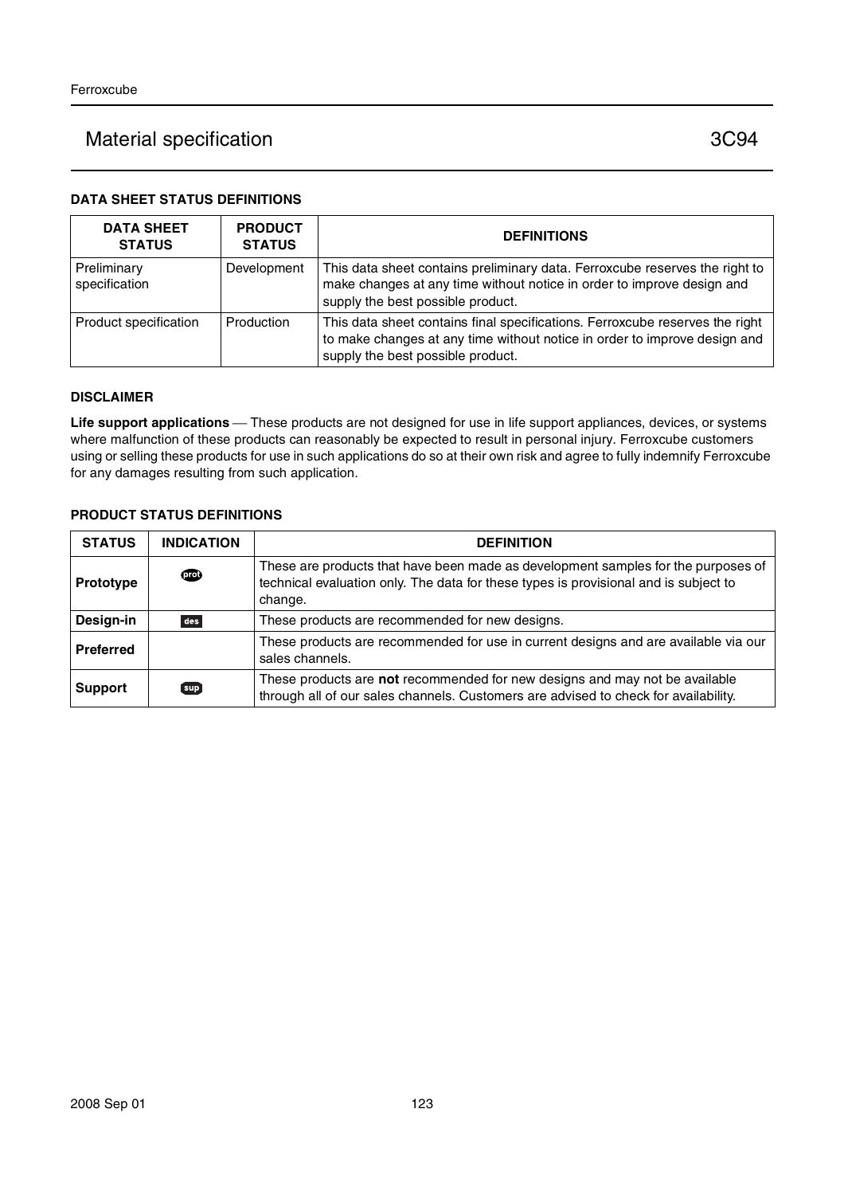## DATA SHEET STATUS DEFINITIONS

| DATA SHEET STATUS | PRODUCT STATUS | DEFINITIONS |
|---|---|---|
| Preliminary specification | Development | This data sheet contains preliminary data. Ferroxcube reserves the right to make changes at any time without notice in order to improve design and supply the best possible product. |
| Product specification | Production | This data sheet contains final specifications. Ferroxcube reserves the right to make changes at any time without notice in order to improve design and supply the best possible product. |

## DISCLAIMER

**Life support applications** — These products are not designed for use in life support appliances, devices, or systems where malfunction of these products can reasonably be expected to result in personal injury. Ferroxcube customers using or selling these products for use in such applications do so at their own risk and agree to fully indemnify Ferroxcube for any damages resulting from such application.

## PRODUCT STATUS DEFINITIONS

| STATUS | INDICATION | DEFINITION |
|---|---|---|
| **Prototype** | prot | These are products that have been made as development samples for the purposes of technical evaluation only. The data for these types is provisional and is subject to change. |
| **Design-in** | des | These products are recommended for new designs. |
| **Preferred** | | These products are recommended for use in current designs and are available via our sales channels. |
| **Support** | sup | These products are **not** recommended for new designs and may not be available through all of our sales channels. Customers are advised to check for availability. |